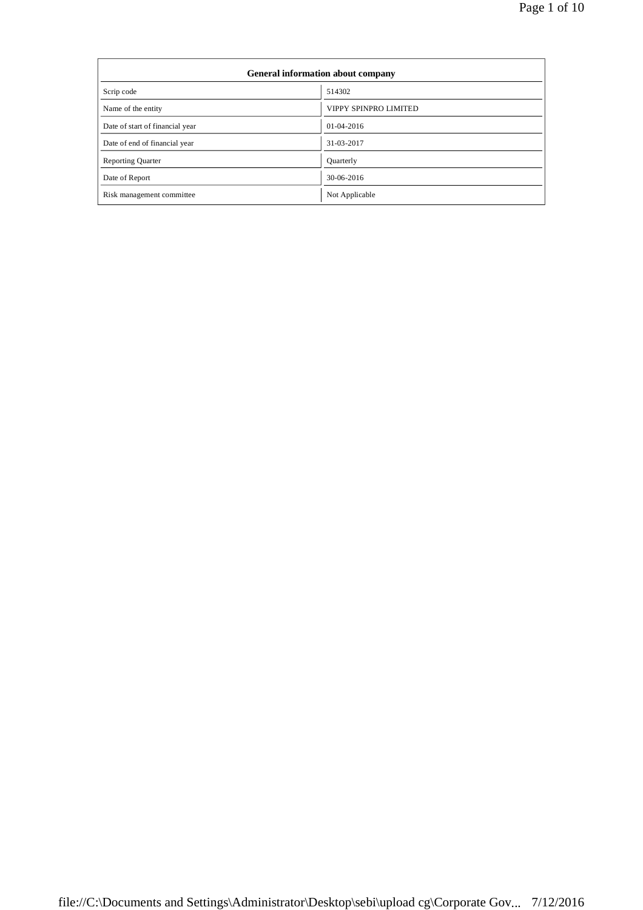| General information about company | |
|---|---|
| Scrip code | 514302 |
| Name of the entity | VIPPY SPINPRO LIMITED |
| Date of start of financial year | 01-04-2016 |
| Date of end of financial year | 31-03-2017 |
| Reporting Quarter | Quarterly |
| Date of Report | 30-06-2016 |
| Risk management committee | Not Applicable |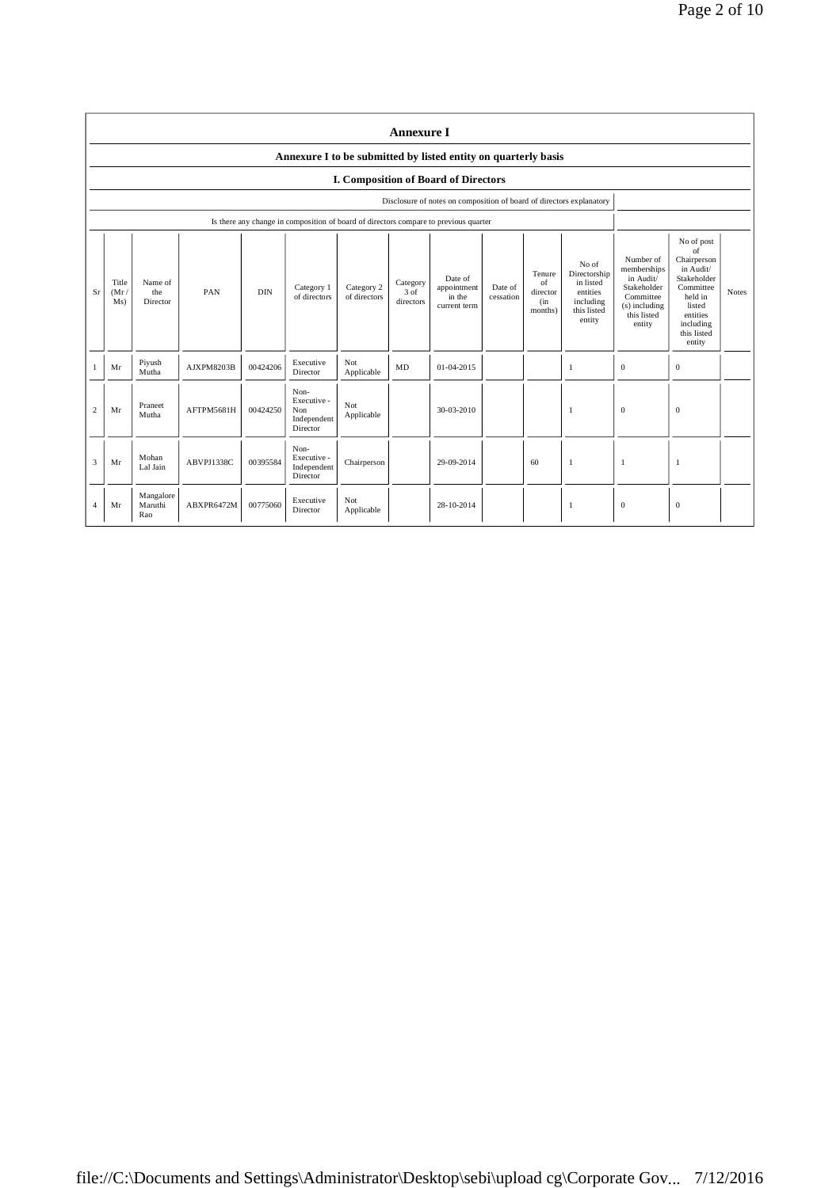# Annexure I

## Annexure I to be submitted by listed entity on quarterly basis

### I. Composition of Board of Directors

| Disclosure of notes on composition of board of directors explanatory | |
|---|---|
| Is there any change in composition of board of directors compare to previous quarter | |

| Sr | Title (Mr / Ms) | Name of the Director | PAN | DIN | Category 1 of directors | Category 2 of directors | Category 3 of directors | Date of appointment in the current term | Date of cessation | Tenure of director (in months) | No of Directorship in listed entities including this listed entity | Number of memberships in Audit/ Stakeholder Committee (s) including this listed entity | No of post of Chairperson in Audit/ Stakeholder Committee held in listed entities including this listed entity | Notes |
|---|---|---|---|---|---|---|---|---|---|---|---|---|---|---|
| 1 | Mr | Piyush Mutha | AJXPM8203B | 00424206 | Executive Director | Not Applicable | MD | 01-04-2015 | | | 1 | 0 | 0 | |
| 2 | Mr | Praneet Mutha | AFTPM5681H | 00424250 | Non-Executive - Non Independent Director | Not Applicable | | 30-03-2010 | | | 1 | 0 | 0 | |
| 3 | Mr | Mohan Lal Jain | ABVPJ1338C | 00395584 | Non-Executive - Independent Director | Chairperson | | 29-09-2014 | | 60 | 1 | 1 | 1 | |
| 4 | Mr | Mangalore Maruthi Rao | ABXPR6472M | 00775060 | Executive Director | Not Applicable | | 28-10-2014 | | | 1 | 0 | 0 | |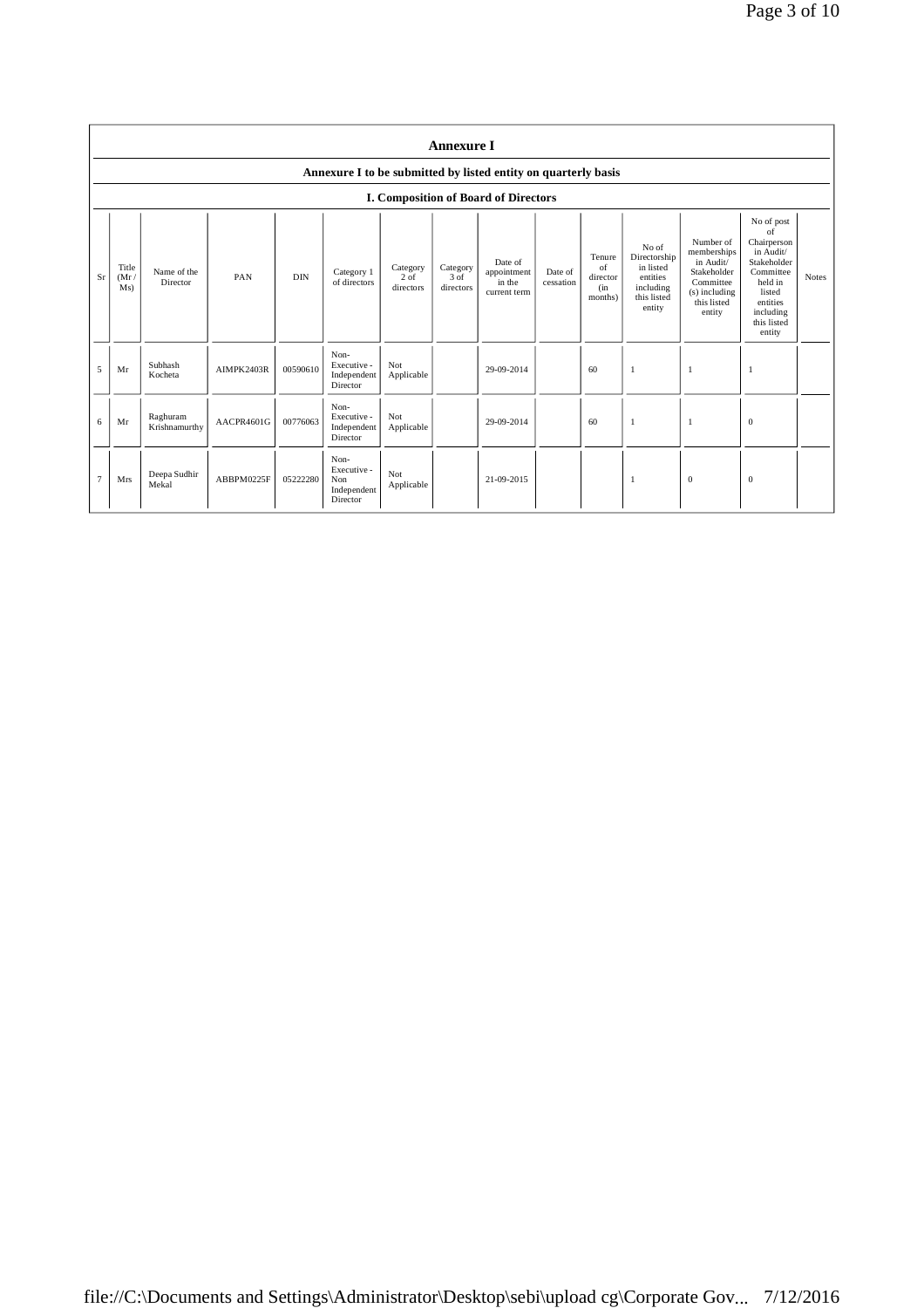# Annexure I

## Annexure I to be submitted by listed entity on quarterly basis

### I. Composition of Board of Directors

| Sr | Title (Mr / Ms) | Name of the Director | PAN | DIN | Category 1 of directors | Category 2 of directors | Category 3 of directors | Date of appointment in the current term | Date of cessation | Tenure of director (in months) | No of Directorship in listed entities including this listed entity | Number of memberships in Audit/ Stakeholder Committee (s) including this listed entity | No of post of Chairperson in Audit/ Stakeholder Committee held in listed entities including this listed entity | Notes |
|---|---|---|---|---|---|---|---|---|---|---|---|---|---|---|
| 5 | Mr | Subhash Kocheta | AIMPK2403R | 00590610 | Non-Executive - Independent Director | Not Applicable | | 29-09-2014 | | 60 | 1 | 1 | 1 | |
| 6 | Mr | Raghuram Krishnamurthy | AACPR4601G | 00776063 | Non-Executive - Independent Director | Not Applicable | | 29-09-2014 | | 60 | 1 | 1 | 0 | |
| 7 | Mrs | Deepa Sudhir Mekal | ABBPM0225F | 05222280 | Non-Executive - Non Independent Director | Not Applicable | | 21-09-2015 | | | 1 | 0 | 0 | |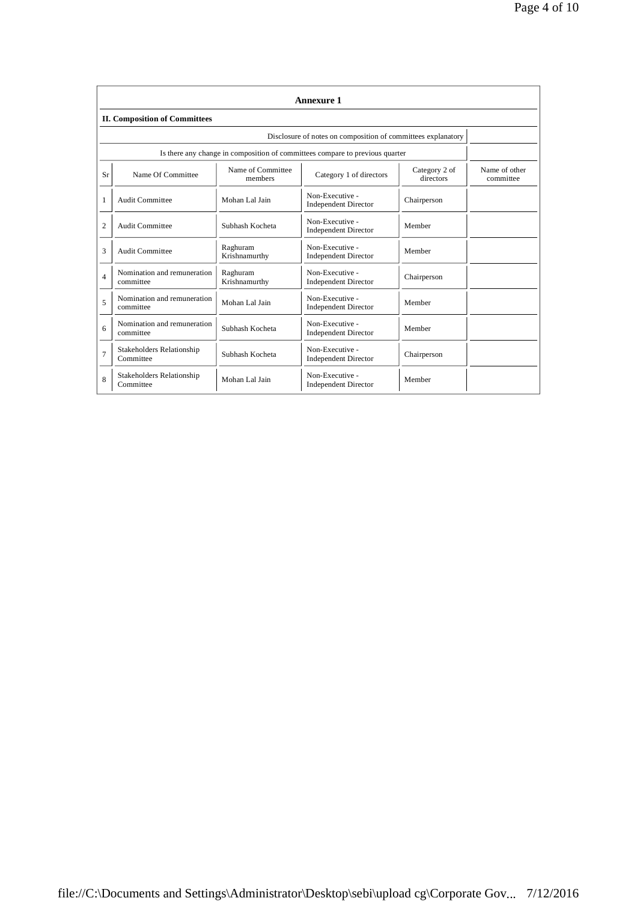**Annexure 1**

**II. Composition of Committees**

| Disclosure of notes on composition of committees explanatory | |
|---|---|
| Is there any change in composition of committees compare to previous quarter | |

| Sr | Name Of Committee | Name of Committee members | Category 1 of directors | Category 2 of directors | Name of other committee |
|---|---|---|---|---|---|
| 1 | Audit Committee | Mohan Lal Jain | Non-Executive - Independent Director | Chairperson | |
| 2 | Audit Committee | Subhash Kocheta | Non-Executive - Independent Director | Member | |
| 3 | Audit Committee | Raghuram Krishnamurthy | Non-Executive - Independent Director | Member | |
| 4 | Nomination and remuneration committee | Raghuram Krishnamurthy | Non-Executive - Independent Director | Chairperson | |
| 5 | Nomination and remuneration committee | Mohan Lal Jain | Non-Executive - Independent Director | Member | |
| 6 | Nomination and remuneration committee | Subhash Kocheta | Non-Executive - Independent Director | Member | |
| 7 | Stakeholders Relationship Committee | Subhash Kocheta | Non-Executive - Independent Director | Chairperson | |
| 8 | Stakeholders Relationship Committee | Mohan Lal Jain | Non-Executive - Independent Director | Member | |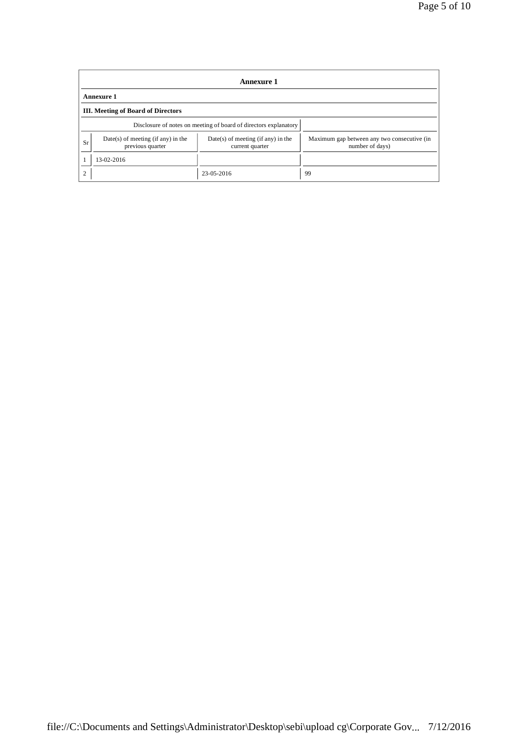# Annexure 1

**Annexure 1**

**III. Meeting of Board of Directors**

| Disclosure of notes on meeting of board of directors explanatory | | | |
|---|---|---|---|
| Sr | Date(s) of meeting (if any) in the previous quarter | Date(s) of meeting (if any) in the current quarter | Maximum gap between any two consecutive (in number of days) |
| 1 | 13-02-2016 | | |
| 2 | | 23-05-2016 | 99 |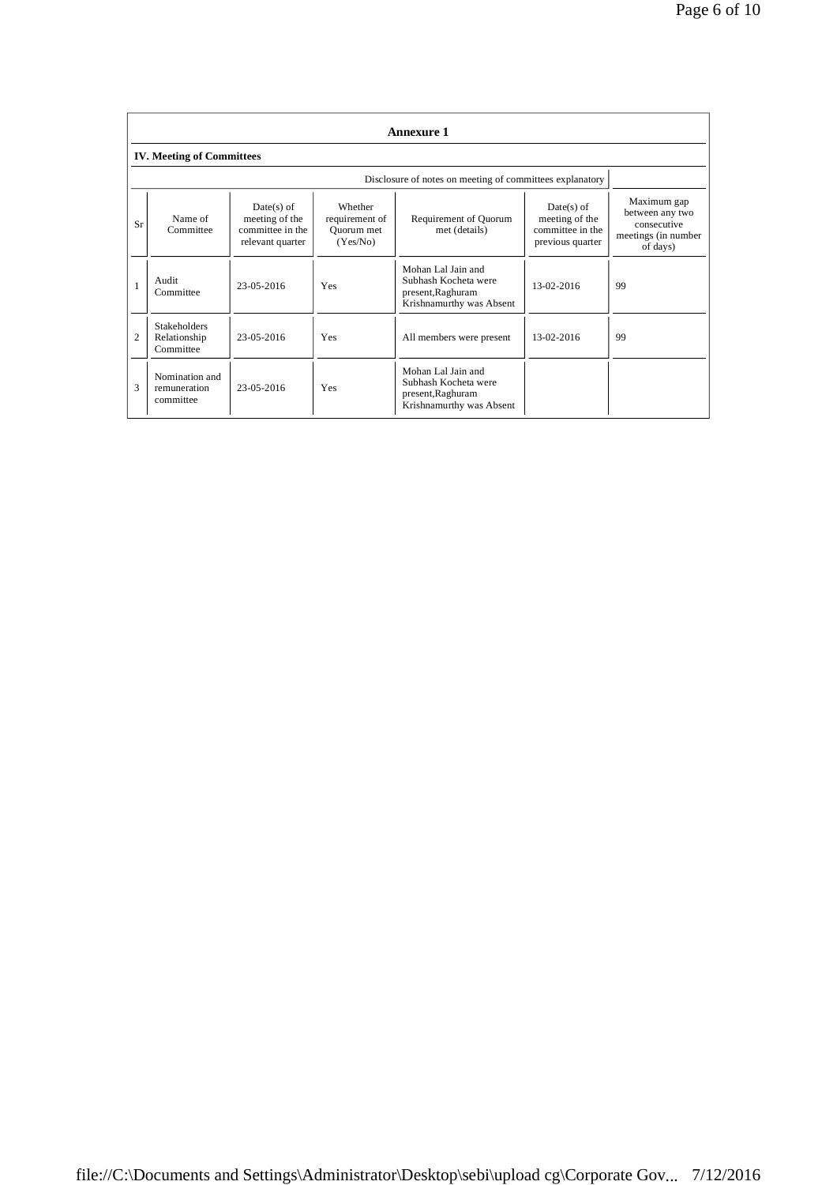## Annexure 1

### IV. Meeting of Committees

Disclosure of notes on meeting of committees explanatory

| Sr | Name of Committee | Date(s) of meeting of the committee in the relevant quarter | Whether requirement of Quorum met (Yes/No) | Requirement of Quorum met (details) | Date(s) of meeting of the committee in the previous quarter | Maximum gap between any two consecutive meetings (in number of days) |
|---|---|---|---|---|---|---|
| 1 | Audit Committee | 23-05-2016 | Yes | Mohan Lal Jain and Subhash Kocheta were present,Raghuram Krishnamurthy was Absent | 13-02-2016 | 99 |
| 2 | Stakeholders Relationship Committee | 23-05-2016 | Yes | All members were present | 13-02-2016 | 99 |
| 3 | Nomination and remuneration committee | 23-05-2016 | Yes | Mohan Lal Jain and Subhash Kocheta were present,Raghuram Krishnamurthy was Absent | | |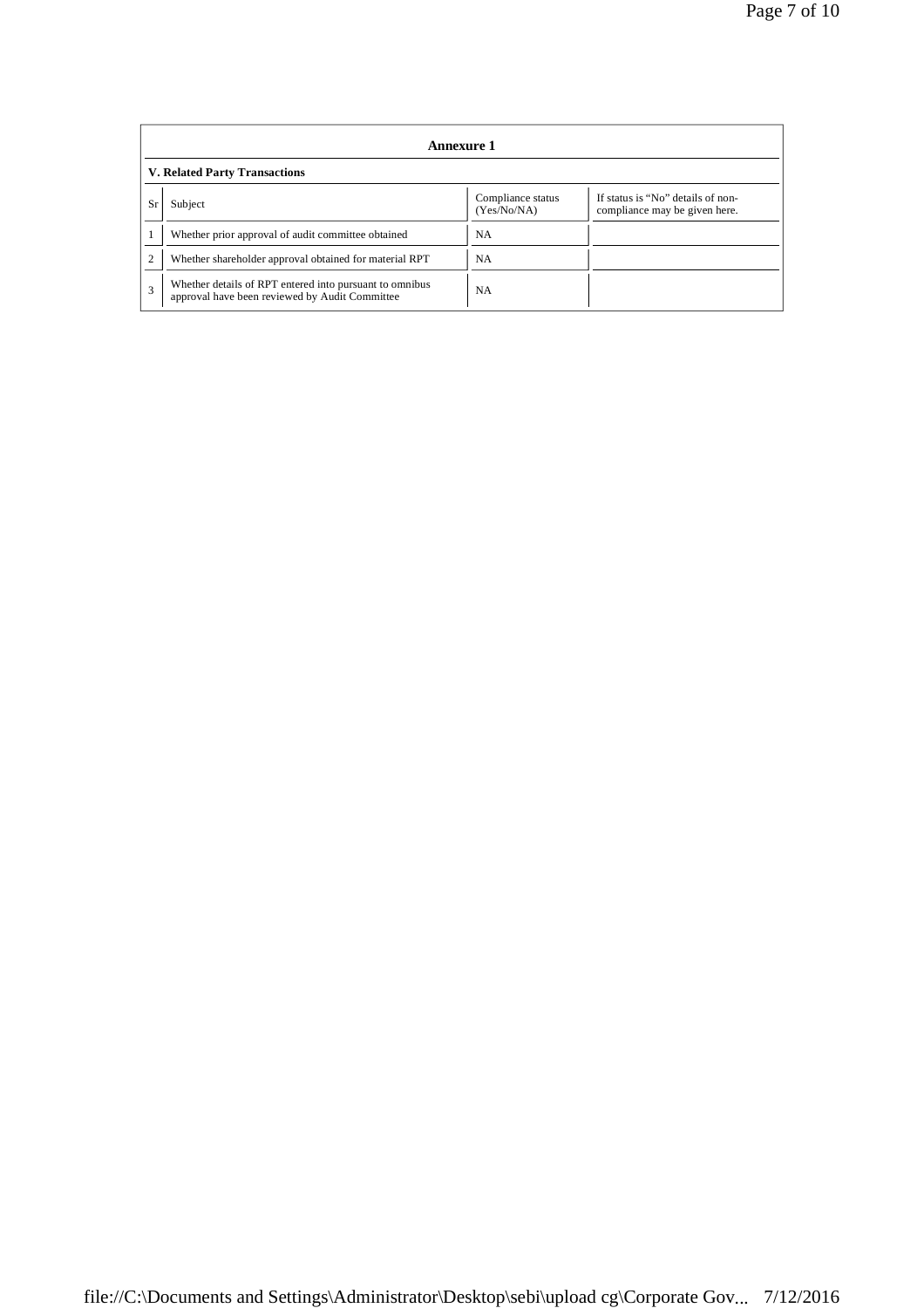## Annexure 1

### V. Related Party Transactions

| Sr | Subject | Compliance status (Yes/No/NA) | If status is "No" details of non-compliance may be given here. |
|---|---|---|---|
| 1 | Whether prior approval of audit committee obtained | NA | |
| 2 | Whether shareholder approval obtained for material RPT | NA | |
| 3 | Whether details of RPT entered into pursuant to omnibus approval have been reviewed by Audit Committee | NA | |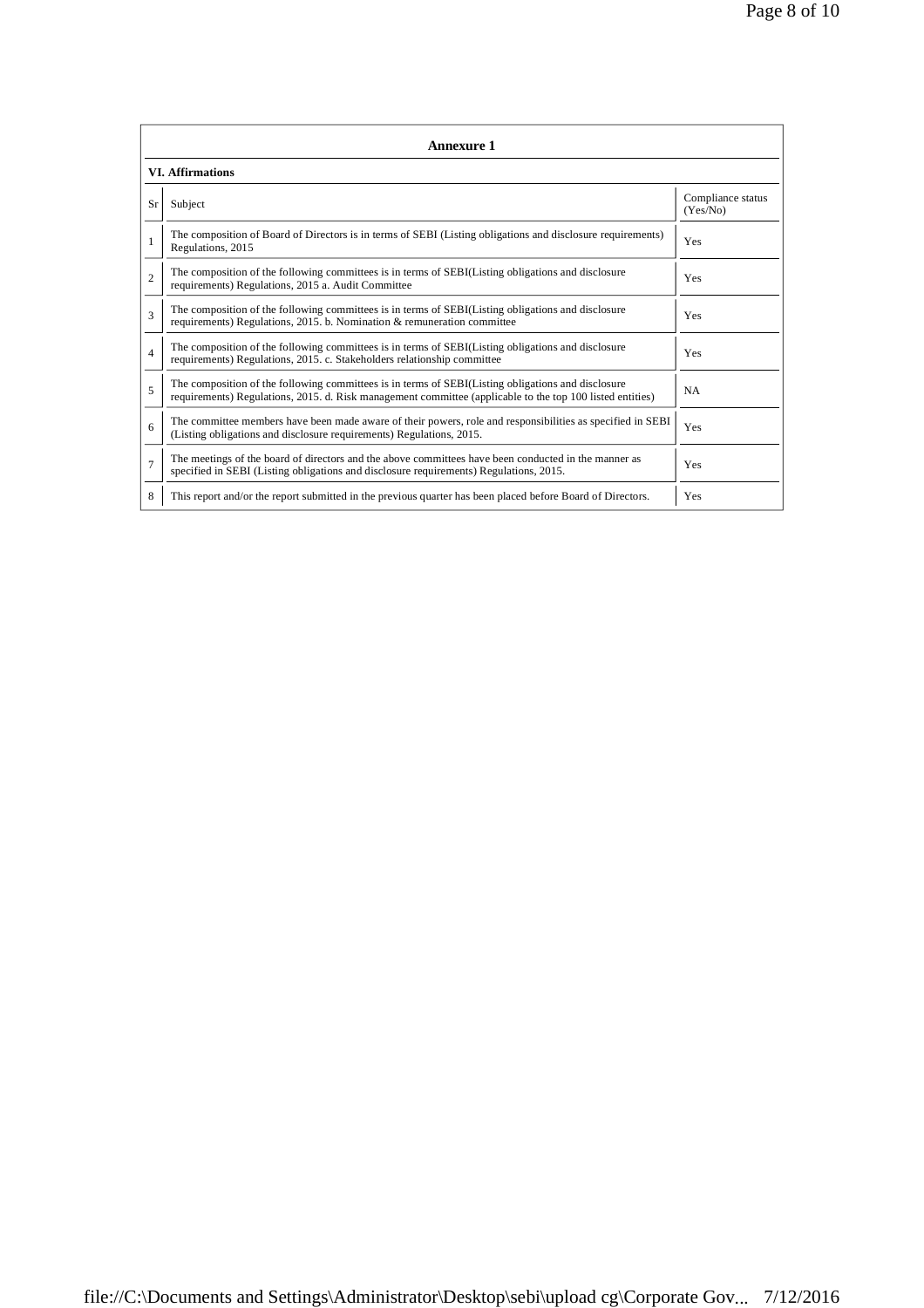## Annexure 1

### VI. Affirmations

| Sr | Subject | Compliance status (Yes/No) |
|---|---|---|
| 1 | The composition of Board of Directors is in terms of SEBI (Listing obligations and disclosure requirements) Regulations, 2015 | Yes |
| 2 | The composition of the following committees is in terms of SEBI(Listing obligations and disclosure requirements) Regulations, 2015 a. Audit Committee | Yes |
| 3 | The composition of the following committees is in terms of SEBI(Listing obligations and disclosure requirements) Regulations, 2015. b. Nomination & remuneration committee | Yes |
| 4 | The composition of the following committees is in terms of SEBI(Listing obligations and disclosure requirements) Regulations, 2015. c. Stakeholders relationship committee | Yes |
| 5 | The composition of the following committees is in terms of SEBI(Listing obligations and disclosure requirements) Regulations, 2015. d. Risk management committee (applicable to the top 100 listed entities) | NA |
| 6 | The committee members have been made aware of their powers, role and responsibilities as specified in SEBI (Listing obligations and disclosure requirements) Regulations, 2015. | Yes |
| 7 | The meetings of the board of directors and the above committees have been conducted in the manner as specified in SEBI (Listing obligations and disclosure requirements) Regulations, 2015. | Yes |
| 8 | This report and/or the report submitted in the previous quarter has been placed before Board of Directors. | Yes |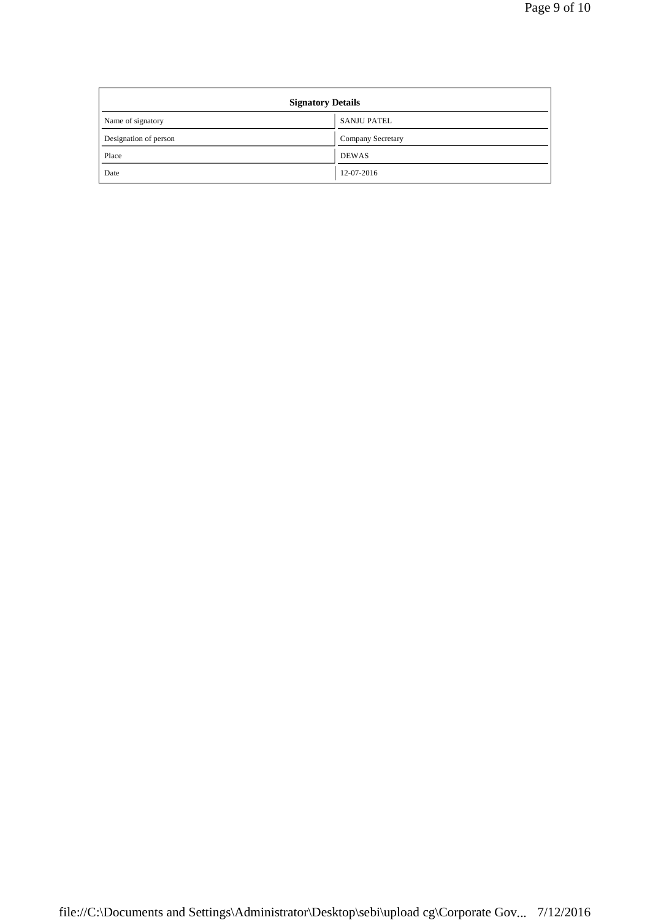| Signatory Details | |
|---|---|
| Name of signatory | SANJU PATEL |
| Designation of person | Company Secretary |
| Place | DEWAS |
| Date | 12-07-2016 |